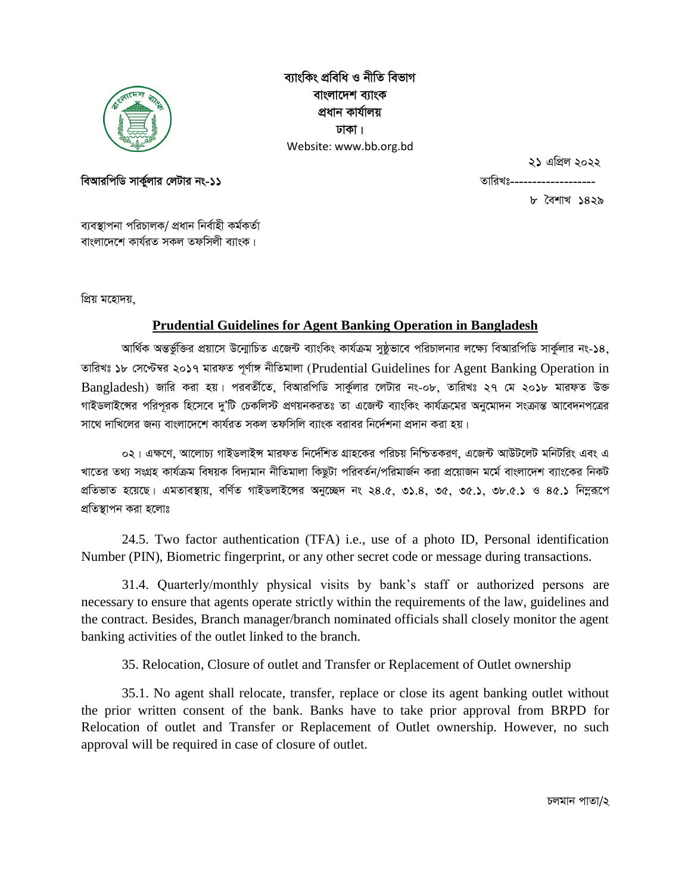ব্যাংকিং প্রবিধি ও নীতি বিভাগ
বাংলাদেশ ব্যাংক
প্রধান কার্যালয়
ঢাকা।
Website: www.bb.org.bd

**বিআরপিডি সার্কুলার লেটার নং-১১**

তারিখঃ ২১ এপ্রিল ২০২২ / ৮ বৈশাখ ১৪২৯

ব্যবস্থাপনা পরিচালক/ প্রধান নির্বাহী কর্মকর্তা
বাংলাদেশে কার্যরত সকল তফসিলী ব্যাংক।

প্রিয় মহোদয়,

## Prudential Guidelines for Agent Banking Operation in Bangladesh

আর্থিক অন্তর্ভুক্তির প্রয়াসে উন্মোচিত এজেন্ট ব্যাংকিং কার্যক্রম সুষ্ঠুভাবে পরিচালনার লক্ষ্যে বিআরপিডি সার্কুলার নং-১৪, তারিখঃ ১৮ সেপ্টেম্বর ২০১৭ মারফত পূর্ণাঙ্গ নীতিমালা (Prudential Guidelines for Agent Banking Operation in Bangladesh) জারি করা হয়। পরবর্তীতে, বিআরপিডি সার্কুলার লেটার নং-০৮, তারিখঃ ২৭ মে ২০১৮ মারফত উক্ত গাইডলাইন্সের পরিপূরক হিসেবে দু'টি চেকলিস্ট প্রণয়নকরতঃ তা এজেন্ট ব্যাংকিং কার্যক্রমের অনুমোদন সংক্রান্ত আবেদনপত্রের সাথে দাখিলের জন্য বাংলাদেশে কার্যরত সকল তফসিলি ব্যাংক বরাবর নির্দেশনা প্রদান করা হয়।

০২। এক্ষণে, আলোচ্য গাইডলাইন্স মারফত নির্দেশিত গ্রাহকের পরিচয় নিশ্চিতকরণ, এজেন্ট আউটলেট মনিটরিং এবং এ খাতের তথ্য সংগ্রহ কার্যক্রম বিষয়ক বিদ্যমান নীতিমালা কিছুটা পরিবর্তন/পরিমার্জন করা প্রয়োজন মর্মে বাংলাদেশ ব্যাংকের নিকট প্রতিভাত হয়েছে। এমতাবস্থায়, বর্ণিত গাইডলাইন্সের অনুচ্ছেদ নং ২৪.৫, ৩১.৪, ৩৫, ৩৫.১, ৩৮.৫.১ ও ৪৫.১ নিম্নরূপে প্রতিস্থাপন করা হলোঃ

24.5. Two factor authentication (TFA) i.e., use of a photo ID, Personal identification Number (PIN), Biometric fingerprint, or any other secret code or message during transactions.

31.4. Quarterly/monthly physical visits by bank's staff or authorized persons are necessary to ensure that agents operate strictly within the requirements of the law, guidelines and the contract. Besides, Branch manager/branch nominated officials shall closely monitor the agent banking activities of the outlet linked to the branch.

35. Relocation, Closure of outlet and Transfer or Replacement of Outlet ownership

35.1. No agent shall relocate, transfer, replace or close its agent banking outlet without the prior written consent of the bank. Banks have to take prior approval from BRPD for Relocation of outlet and Transfer or Replacement of Outlet ownership. However, no such approval will be required in case of closure of outlet.

চলমান পাতা/২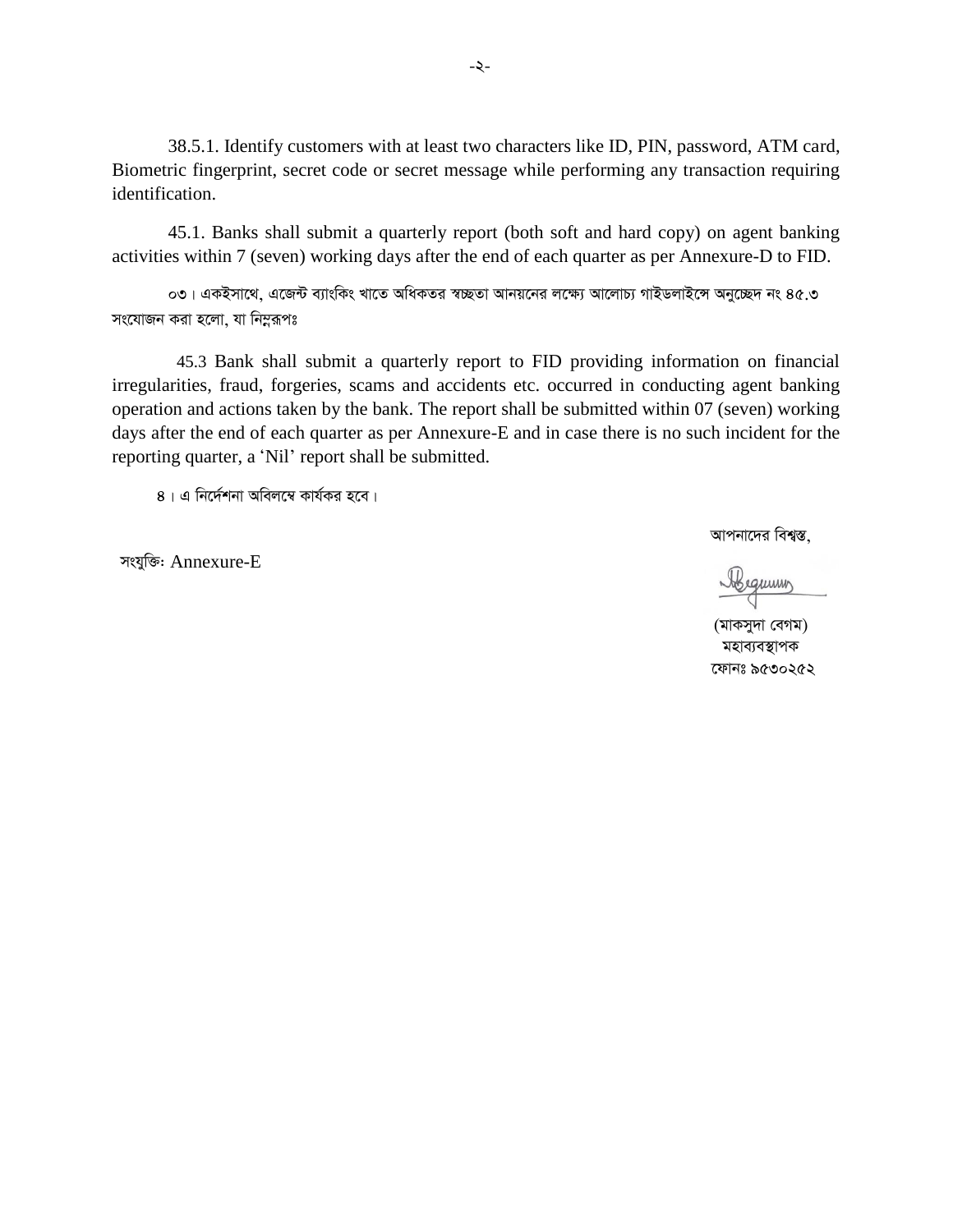38.5.1. Identify customers with at least two characters like ID, PIN, password, ATM card, Biometric fingerprint, secret code or secret message while performing any transaction requiring identification.

45.1. Banks shall submit a quarterly report (both soft and hard copy) on agent banking activities within 7 (seven) working days after the end of each quarter as per Annexure-D to FID.

০৩। একইসাথে, এজেন্ট ব্যাংকিং খাতে অধিকতর স্বচ্ছতা আনয়নের লক্ষ্যে আলোচ্য গাইডলাইন্সে অনুচ্ছেদ নং ৪৫.৩ সংযোজন করা হলো, যা নিম্নরূপঃ

45.3 Bank shall submit a quarterly report to FID providing information on financial irregularities, fraud, forgeries, scams and accidents etc. occurred in conducting agent banking operation and actions taken by the bank. The report shall be submitted within 07 (seven) working days after the end of each quarter as per Annexure-E and in case there is no such incident for the reporting quarter, a 'Nil' report shall be submitted.

৪। এ নির্দেশনা অবিলম্বে কার্যকর হবে।

আপনাদের বিশ্বস্ত,

সংযুক্তিঃ Annexure-E

(মাকসুদা বেগম)
মহাব্যবস্থাপক
ফোনঃ ৯৫৩০২৫২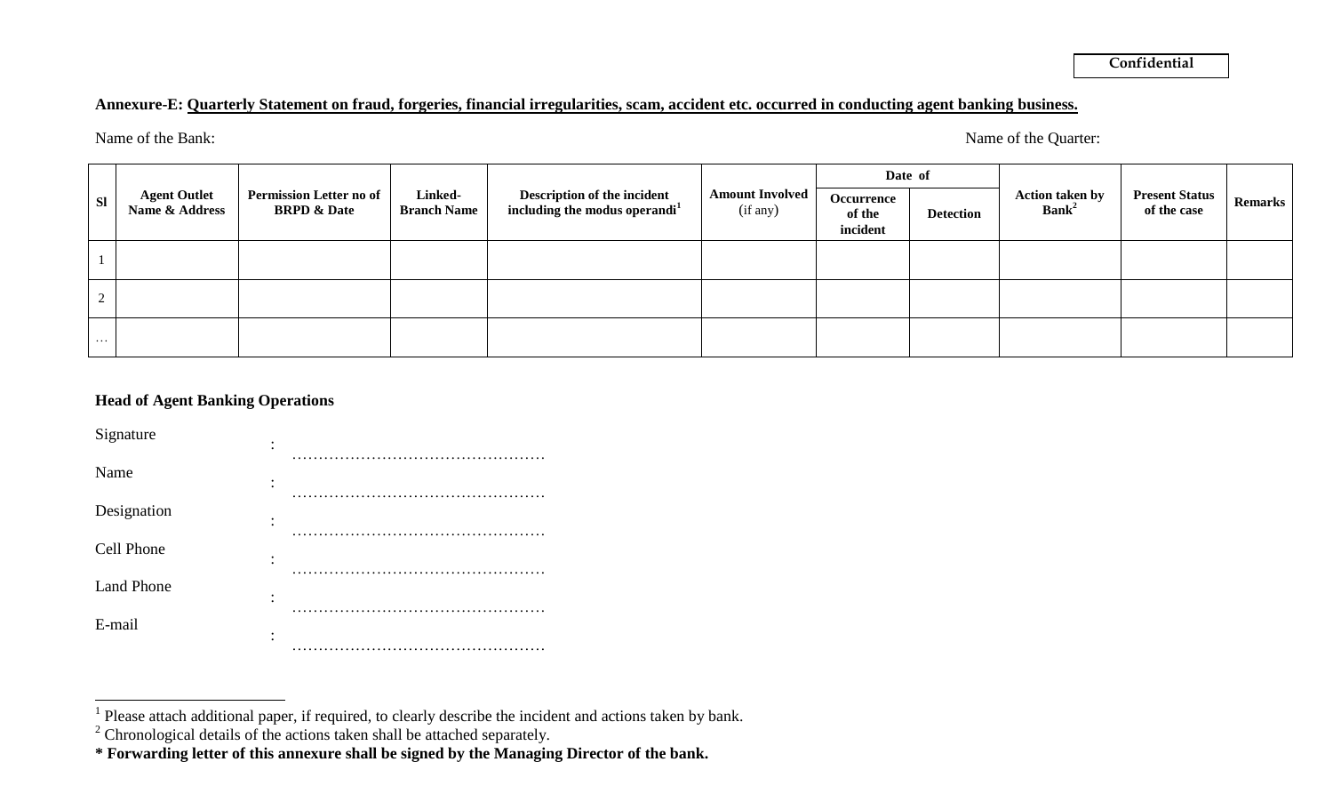Confidential

**Annexure-E: Quarterly Statement on fraud, forgeries, financial irregularities, scam, accident etc. occurred in conducting agent banking business.**

Name of the Bank: Name of the Quarter:

| Sl | Agent Outlet Name & Address | Permission Letter no of BRPD & Date | Linked-Branch Name | Description of the incident including the modus operandi[1] | Amount Involved (if any) | Date of | | Action taken by Bank[2] | Present Status of the case | Remarks |
|---|---|---|---|---|---|---|---|---|---|---|
| | | | | | | Occurrence of the incident | Detection | | | |
| 1 | | | | | | | | | | |
| 2 | | | | | | | | | | |
| … | | | | | | | | | | |

**Head of Agent Banking Operations**

Signature : …………………………………………

Name : …………………………………………

Designation : …………………………………………

Cell Phone : …………………………………………

Land Phone : …………………………………………

E-mail : …………………………………………

---

[1] Please attach additional paper, if required, to clearly describe the incident and actions taken by bank.

[2] Chronological details of the actions taken shall be attached separately.

**\* Forwarding letter of this annexure shall be signed by the Managing Director of the bank.**